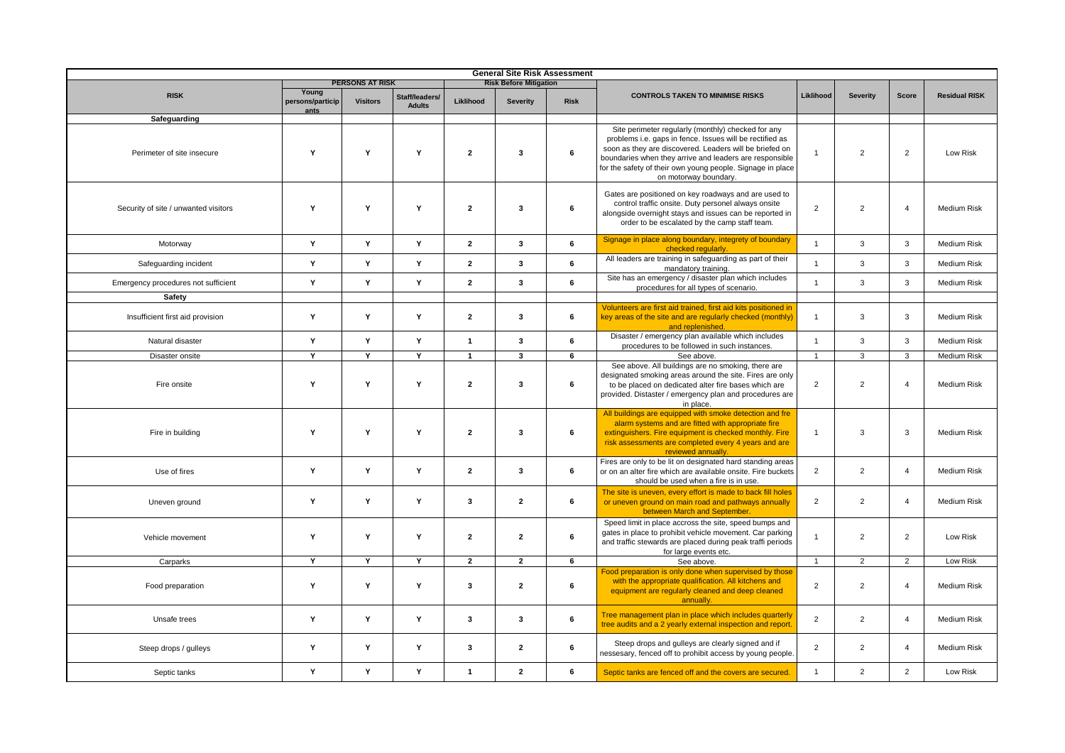| General Site Risk Assessment | | | | | | | | | | | |
|---|---|---|---|---|---|---|---|---|---|---|---|
| | PERSONS AT RISK | | | Risk Before Mitigation | | | | | | | |
| RISK | Young persons/participants | Visitors | Staff/leaders/ Adults | Liklihood | Severity | Risk | CONTROLS TAKEN TO MINIMISE RISKS | Liklihood | Severity | Score | Residual RISK |
| **Safeguarding** | | | | | | | | | | | |
| Perimeter of site insecure | Y | Y | Y | 2 | 3 | 6 | Site perimeter regularly (monthly) checked for any problems i.e. gaps in fence. Issues will be rectified as soon as they are discovered. Leaders will be briefed on boundaries when they arrive and leaders are responsible for the safety of their own young people. Signage in place on motorway boundary. | 1 | 2 | 2 | Low Risk |
| Security of site / unwanted visitors | Y | Y | Y | 2 | 3 | 6 | Gates are positioned on key roadways and are used to control traffic onsite. Duty personel always onsite alongside overnight stays and issues can be reported in order to be escalated by the camp staff team. | 2 | 2 | 4 | Medium Risk |
| Motorway | Y | Y | Y | 2 | 3 | 6 | Signage in place along boundary, integrety of boundary checked regularly. | 1 | 3 | 3 | Medium Risk |
| Safeguarding incident | Y | Y | Y | 2 | 3 | 6 | All leaders are training in safeguarding as part of their mandatory training. | 1 | 3 | 3 | Medium Risk |
| Emergency procedures not sufficient | Y | Y | Y | 2 | 3 | 6 | Site has an emergency / disaster plan which includes procedures for all types of scenario. | 1 | 3 | 3 | Medium Risk |
| **Safety** | | | | | | | | | | | |
| Insufficient first aid provision | Y | Y | Y | 2 | 3 | 6 | Volunteers are first aid trained, first aid kits positioned in key areas of the site and are regularly checked (monthly) and replenished. | 1 | 3 | 3 | Medium Risk |
| Natural disaster | Y | Y | Y | 1 | 3 | 6 | Disaster / emergency plan available which includes procedures to be followed in such instances. | 1 | 3 | 3 | Medium Risk |
| Disaster onsite | Y | Y | Y | 1 | 3 | 6 | See above. | 1 | 3 | 3 | Medium Risk |
| Fire onsite | Y | Y | Y | 2 | 3 | 6 | See above. All buildings are no smoking, there are designated smoking areas around the site. Fires are only to be placed on dedicated alter fire bases which are provided. Distaster / emergency plan and procedures are in place. | 2 | 2 | 4 | Medium Risk |
| Fire in building | Y | Y | Y | 2 | 3 | 6 | All buildings are equipped with smoke detection and fre alarm systems and are fitted with appropriate fire extinguishers. Fire equipment is checked monthly. Fire risk assessments are completed every 4 years and are reviewed annually. | 1 | 3 | 3 | Medium Risk |
| Use of fires | Y | Y | Y | 2 | 3 | 6 | Fires are only to be lit on designated hard standing areas or on an alter fire which are available onsite. Fire buckets should be used when a fire is in use. | 2 | 2 | 4 | Medium Risk |
| Uneven ground | Y | Y | Y | 3 | 2 | 6 | The site is uneven, every effort is made to back fill holes or uneven ground on main road and pathways annually between March and September. | 2 | 2 | 4 | Medium Risk |
| Vehicle movement | Y | Y | Y | 2 | 2 | 6 | Speed limit in place accross the site, speed bumps and gates in place to prohibit vehicle movement. Car parking and traffic stewards are placed during peak traffi periods for large events etc. | 1 | 2 | 2 | Low Risk |
| Carparks | Y | Y | Y | 2 | 2 | 6 | See above. | 1 | 2 | 2 | Low Risk |
| Food preparation | Y | Y | Y | 3 | 2 | 6 | Food preparation is only done when supervised by those with the appropriate qualification. All kitchens and equipment are regularly cleaned and deep cleaned annually. | 2 | 2 | 4 | Medium Risk |
| Unsafe trees | Y | Y | Y | 3 | 3 | 6 | Tree management plan in place which includes quarterly tree audits and a 2 yearly external inspection and report. | 2 | 2 | 4 | Medium Risk |
| Steep drops / gulleys | Y | Y | Y | 3 | 2 | 6 | Steep drops and gulleys are clearly signed and if nessesary, fenced off to prohibit access by young people. | 2 | 2 | 4 | Medium Risk |
| Septic tanks | Y | Y | Y | 1 | 2 | 6 | Septic tanks are fenced off and the covers are secured. | 1 | 2 | 2 | Low Risk |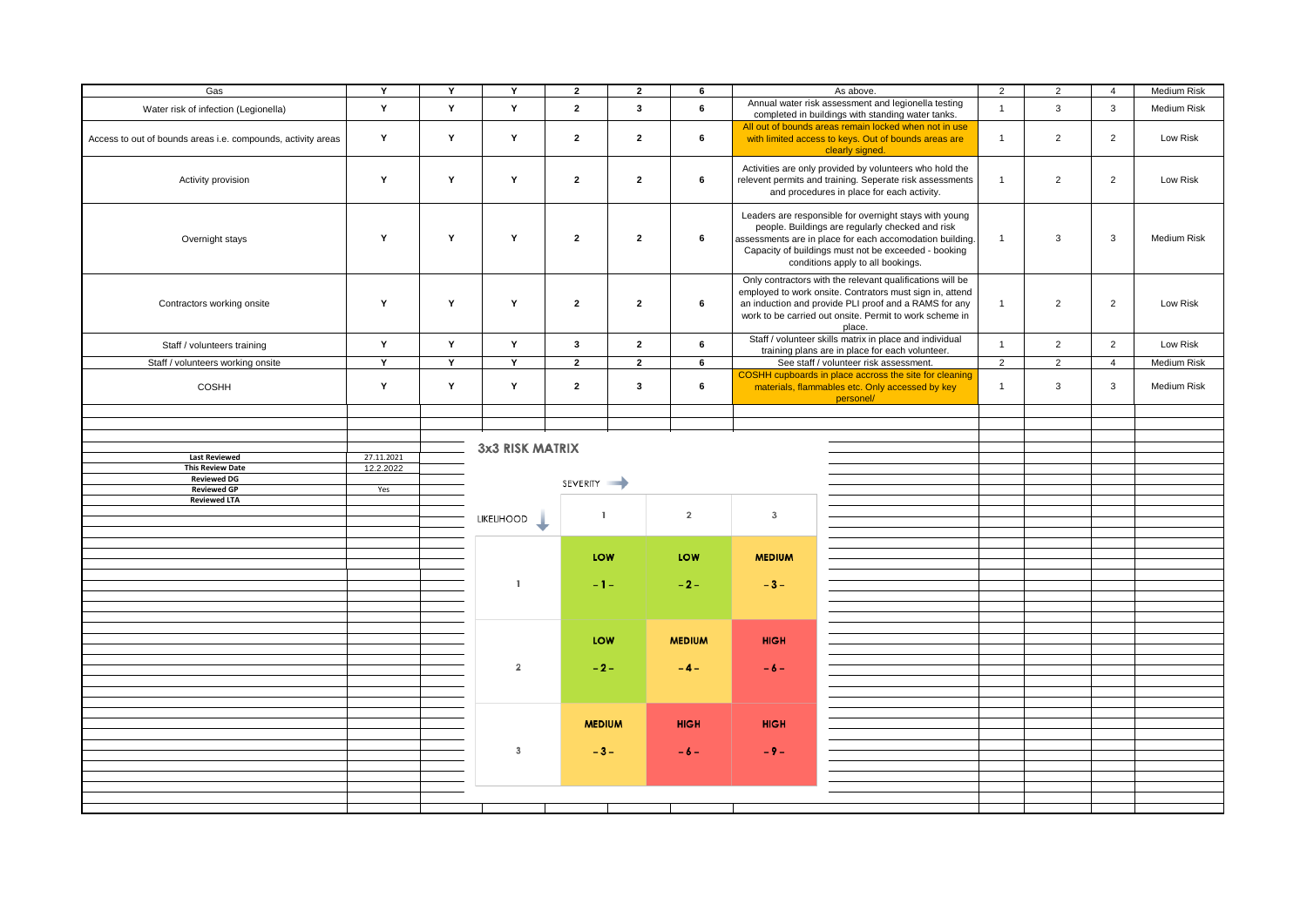| | | | | | | | | | | | |
|---|---|---|---|---|---|---|---|---|---|---|---|
| Gas | Y | Y | Y | 2 | 2 | 6 | As above. | 2 | 2 | 4 | Medium Risk |
| Water risk of infection (Legionella) | Y | Y | Y | 2 | 3 | 6 | Annual water risk assessment and legionella testing completed in buildings with standing water tanks. | 1 | 3 | 3 | Medium Risk |
| Access to out of bounds areas i.e. compounds, activity areas | Y | Y | Y | 2 | 2 | 6 | All out of bounds areas remain locked when not in use with limited access to keys. Out of bounds areas are clearly signed. | 1 | 2 | 2 | Low Risk |
| Activity provision | Y | Y | Y | 2 | 2 | 6 | Activities are only provided by volunteers who hold the relevent permits and training. Seperate risk assessments and procedures in place for each activity. | 1 | 2 | 2 | Low Risk |
| Overnight stays | Y | Y | Y | 2 | 2 | 6 | Leaders are responsible for overnight stays with young people. Buildings are regularly checked and risk assessments are in place for each accomodation building. Capacity of buildings must not be exceeded - booking conditions apply to all bookings. | 1 | 3 | 3 | Medium Risk |
| Contractors working onsite | Y | Y | Y | 2 | 2 | 6 | Only contractors with the relevant qualifications will be employed to work onsite. Contrators must sign in, attend an induction and provide PLI proof and a RAMS for any work to be carried out onsite. Permit to work scheme in place. | 1 | 2 | 2 | Low Risk |
| Staff / volunteers training | Y | Y | Y | 3 | 2 | 6 | Staff / volunteer skills matrix in place and individual training plans are in place for each volunteer. | 1 | 2 | 2 | Low Risk |
| Staff / volunteers working onsite | Y | Y | Y | 2 | 2 | 6 | See staff / volunteer risk assessment. | 2 | 2 | 4 | Medium Risk |
| COSHH | Y | Y | Y | 2 | 3 | 6 | COSHH cupboards in place accross the site for cleaning materials, flammables etc. Only accessed by key personel/ | 1 | 3 | 3 | Medium Risk |

| | |
|---|---|
| **Last Reviewed** | 27.11.2021 |
| **This Review Date** | 12.2.2022 |
| **Reviewed DG** | |
| **Reviewed GP** | Yes |
| **Reviewed LTA** | |

## 3x3 RISK MATRIX

SEVERITY →

LIKELIHOOD ↓

| | 1 | 2 | 3 |
|---|---|---|---|
| 1 | LOW - 1 - | LOW - 2 - | MEDIUM - 3 - |
| 2 | LOW - 2 - | MEDIUM - 4 - | HIGH - 6 - |
| 3 | MEDIUM - 3 - | HIGH - 6 - | HIGH - 9 - |